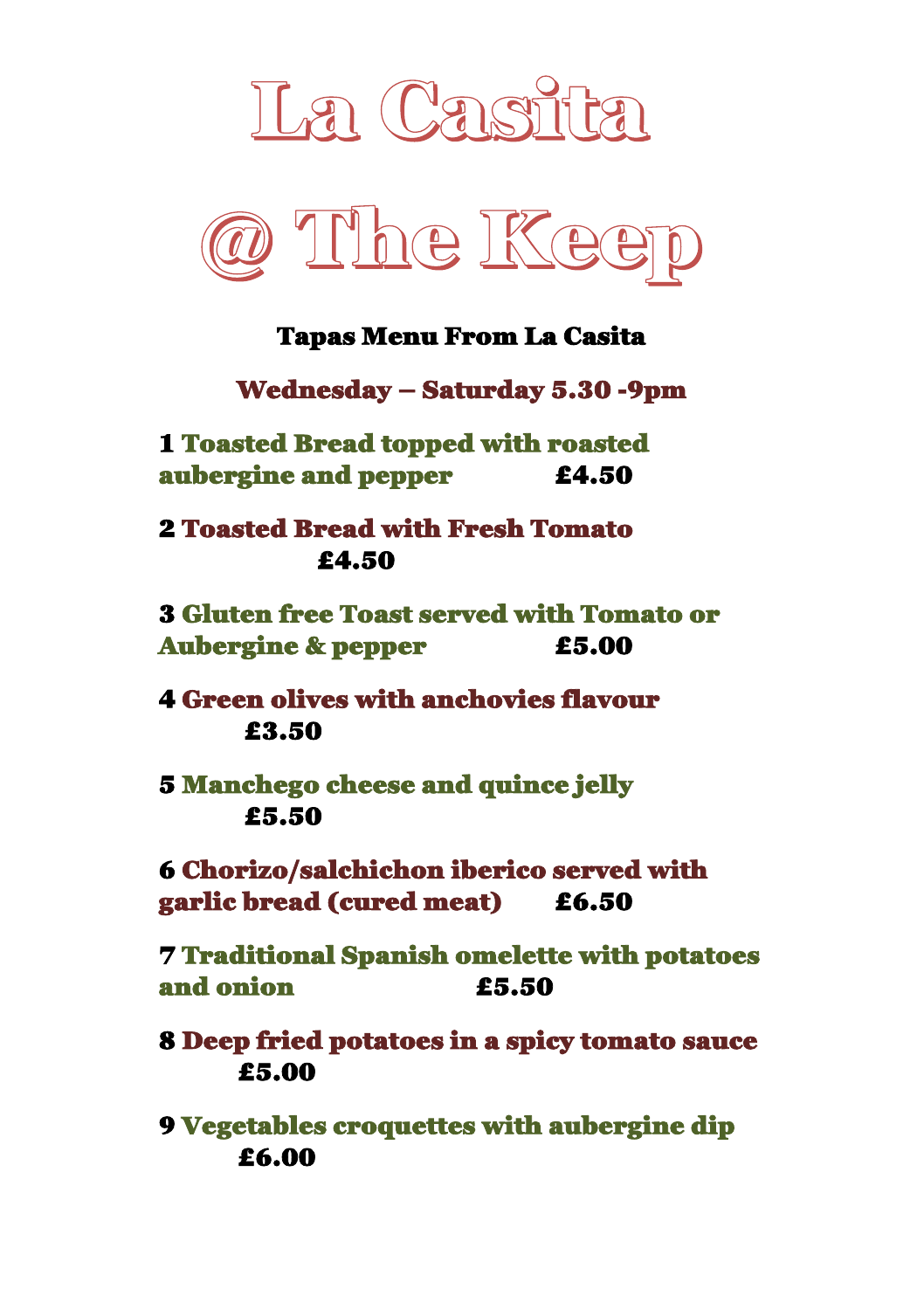# La Casita

# @ The Keep

## Tapas Menu From La Casita

### Wednesday – Saturday 5.30 -9pm

**1 Toasted Bread topped with roasted aubergine and pepper £4.50**

**2 Toasted Bread with Fresh Tomato £4.50**

**3 Gluten free Toast served with Tomato or Aubergine & pepper £5.00**

**4 Green olives with anchovies flavour £3.50**

**5 Manchego cheese and quince jelly £5.50**

**6 Chorizo/salchichon iberico served with garlic bread (cured meat) £6.50**

**7 Traditional Spanish omelette with potatoes and onion £5.50**

**8 Deep fried potatoes in a spicy tomato sauce £5.00**

**9 Vegetables croquettes with aubergine dip £6.00**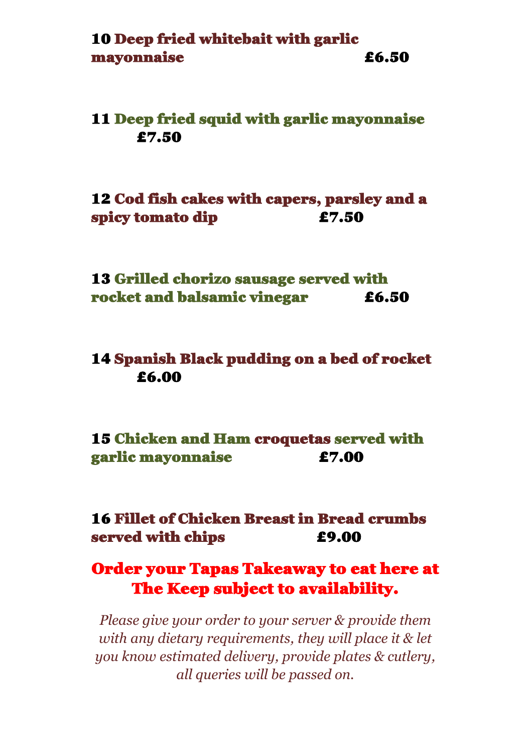**10 Deep fried whitebait with garlic mayonnaise £6.50**

**11 Deep fried squid with garlic mayonnaise £7.50**

**12 Cod fish cakes with capers, parsley and a spicy tomato dip £7.50**

**13 Grilled chorizo sausage served with rocket and balsamic vinegar £6.50**

**14 Spanish Black pudding on a bed of rocket £6.00**

**15 Chicken and Ham croquetas served with garlic mayonnaise £7.00**

**16 Fillet of Chicken Breast in Bread crumbs served with chips £9.00**

## Order your Tapas Takeaway to eat here at The Keep subject to availability.

*Please give your order to your server & provide them with any dietary requirements, they will place it & let you know estimated delivery, provide plates & cutlery, all queries will be passed on.*